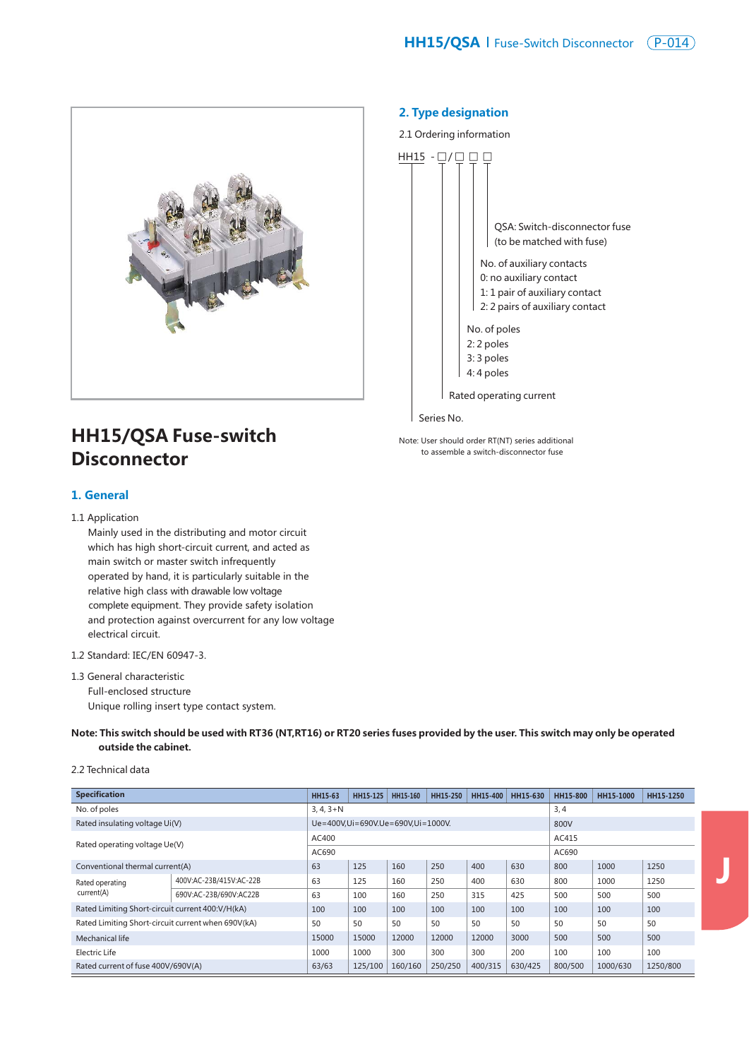# HH15/QSA Fuse-switch Disconnector

## 1. General

1.1 Application

Mainly used in the distributing and motor circuit which has high short-circuit current, and acted as main switch or master switch infrequently operated by hand, it is particularly suitable in the relative high class with drawable low voltage complete equipment. They provide safety isolation and protection against overcurrent for any low voltage electrical circuit.

1.2 Standard: IEC/EN 60947-3.

1.3 General characteristic

Full-enclosed structure

Unique rolling insert type contact system.

## 2. Type designation

2.1 Ordering information

HH15 -□/□ □ □

- QSA: Switch-disconnector fuse (to be matched with fuse)
- No. of auxiliary contacts
  - 0: no auxiliary contact
  - 1: 1 pair of auxiliary contact
  - 2: 2 pairs of auxiliary contact
- No. of poles
  - 2: 2 poles
  - 3: 3 poles
  - 4: 4 poles
- Rated operating current
- Series No.

Note: User should order RT(NT) series additional to assemble a switch-disconnector fuse

**Note: This switch should be used with RT36 (NT,RT16) or RT20 series fuses provided by the user. This switch may only be operated outside the cabinet.**

2.2 Technical data

| Specification | | HH15-63 | HH15-125 | HH15-160 | HH15-250 | HH15-400 | HH15-630 | HH15-800 | HH15-1000 | HH15-1250 |
|---|---|---|---|---|---|---|---|---|---|---|
| No. of poles | | 3, 4, 3+N | | | | | | 3, 4 | | |
| Rated insulating voltage Ui(V) | | Ue=400V,Ui=690V.Ue=690V,Ui=1000V. | | | | | | 800V | | |
| Rated operating voltage Ue(V) | | AC400 | | | | | | AC415 | | |
| | | AC690 | | | | | | AC690 | | |
| Conventional thermal current(A) | | 63 | 125 | 160 | 250 | 400 | 630 | 800 | 1000 | 1250 |
| Rated operating current(A) | 400V:AC-23B/415V:AC-22B | 63 | 125 | 160 | 250 | 400 | 630 | 800 | 1000 | 1250 |
| | 690V:AC-23B/690V:AC22B | 63 | 100 | 160 | 250 | 315 | 425 | 500 | 500 | 500 |
| Rated Limiting Short-circuit current 400:V/H(kA) | | 100 | 100 | 100 | 100 | 100 | 100 | 100 | 100 | 100 |
| Rated Limiting Short-circuit current when 690V(kA) | | 50 | 50 | 50 | 50 | 50 | 50 | 50 | 50 | 50 |
| Mechanical life | | 15000 | 15000 | 12000 | 12000 | 12000 | 3000 | 500 | 500 | 500 |
| Electric Life | | 1000 | 1000 | 300 | 300 | 300 | 200 | 100 | 100 | 100 |
| Rated current of fuse 400V/690V(A) | | 63/63 | 125/100 | 160/160 | 250/250 | 400/315 | 630/425 | 800/500 | 1000/630 | 1250/800 |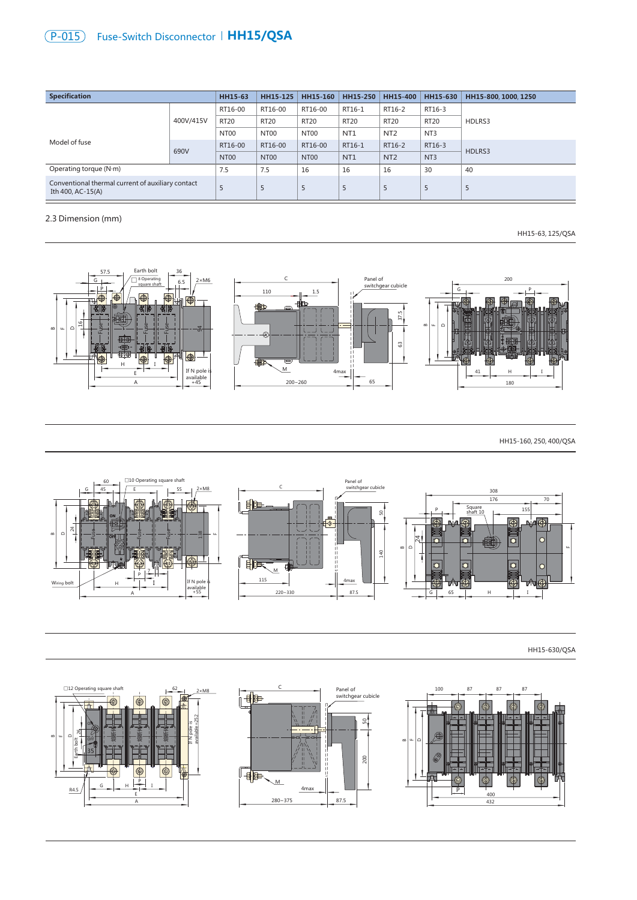# Fuse-Switch Disconnector | HH15/QSA

| Specification | | HH15-63 | HH15-125 | HH15-160 | HH15-250 | HH15-400 | HH15-630 | HH15-800, 1000, 1250 |
|---|---|---|---|---|---|---|---|---|
| Model of fuse | 400V/415V | RT16-00 | RT16-00 | RT16-00 | RT16-1 | RT16-2 | RT16-3 | HDLRS3 |
| | | RT20 | RT20 | RT20 | RT20 | RT20 | RT20 | |
| | | NT00 | NT00 | NT00 | NT1 | NT2 | NT3 | |
| | 690V | RT16-00 | RT16-00 | RT16-00 | RT16-1 | RT16-2 | RT16-3 | HDLRS3 |
| | | NT00 | NT00 | NT00 | NT1 | NT2 | NT3 | |
| Operating torque (N·m) | | 7.5 | 7.5 | 16 | 16 | 16 | 30 | 40 |
| Conventional thermal current of auxiliary contact Ith 400, AC-15(A) | | 5 | 5 | 5 | 5 | 5 | 5 | 5 |

2.3 Dimension (mm)

HH15-63, 125/QSA

HH15-160, 250, 400/QSA

HH15-630/QSA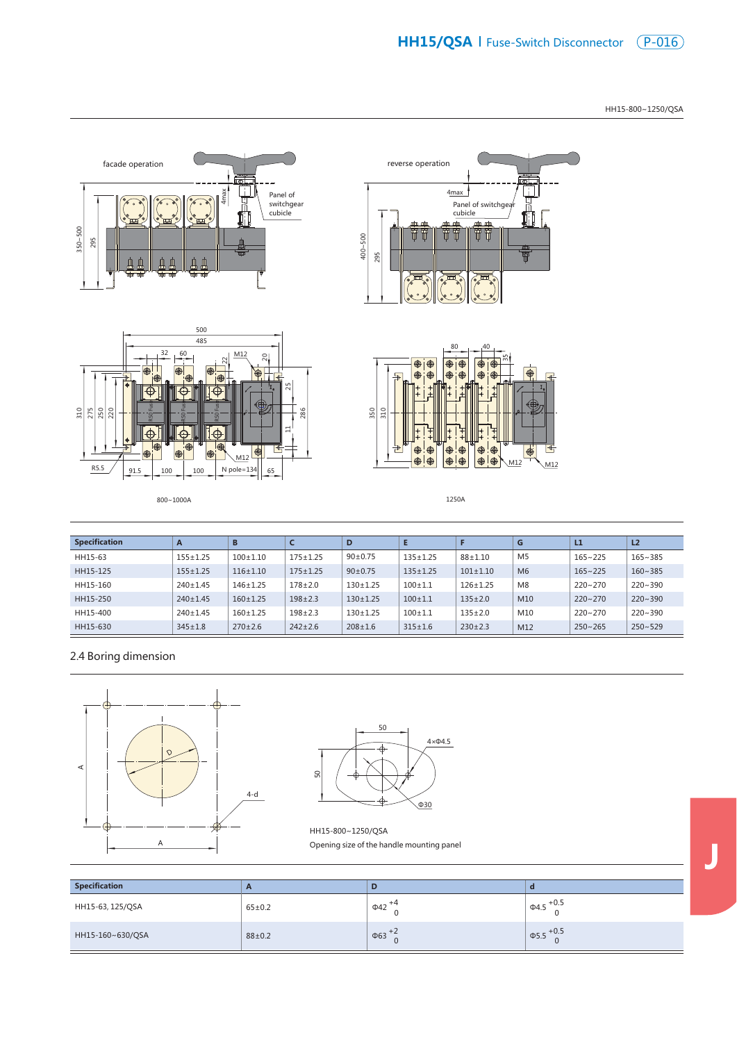HH15-800~1250/QSA

facade operation

Panel of switchgear cubicle

4max

350~500

295

reverse operation

4max

Panel of switchgear cubicle

400~500

295

500

485

32

60

M12

22

20

25

286

11

310

275

250

220

R5.5

91.5

100

100

N pole=134

65

M12

800~1000A

80

40

35

350

310

M12

M12

1250A

| Specification | A | B | C | D | E | F | G | L1 | L2 |
|---|---|---|---|---|---|---|---|---|---|
| HH15-63 | 155±1.25 | 100±1.10 | 175±1.25 | 90±0.75 | 135±1.25 | 88±1.10 | M5 | 165~225 | 165~385 |
| HH15-125 | 155±1.25 | 116±1.10 | 175±1.25 | 90±0.75 | 135±1.25 | 101±1.10 | M6 | 165~225 | 160~385 |
| HH15-160 | 240±1.45 | 146±1.25 | 178±2.0 | 130±1.25 | 100±1.1 | 126±1.25 | M8 | 220~270 | 220~390 |
| HH15-250 | 240±1.45 | 160±1.25 | 198±2.3 | 130±1.25 | 100±1.1 | 135±2.0 | M10 | 220~270 | 220~390 |
| HH15-400 | 240±1.45 | 160±1.25 | 198±2.3 | 130±1.25 | 100±1.1 | 135±2.0 | M10 | 220~270 | 220~390 |
| HH15-630 | 345±1.8 | 270±2.6 | 242±2.6 | 208±1.6 | 315±1.6 | 230±2.3 | M12 | 250~265 | 250~529 |

## 2.4 Boring dimension

A

D

4-d

A

50

4×Φ4.5

50

Φ30

HH15-800~1250/QSA

Opening size of the handle mounting panel

| Specification | A | D | d |
|---|---|---|---|
| HH15-63, 125/QSA | 65±0.2 | $Φ42^{+4}_{0}$ | $Φ4.5^{+0.5}_{0}$ |
| HH15-160~630/QSA | 88±0.2 | $Φ63^{+2}_{0}$ | $Φ5.5^{+0.5}_{0}$ |